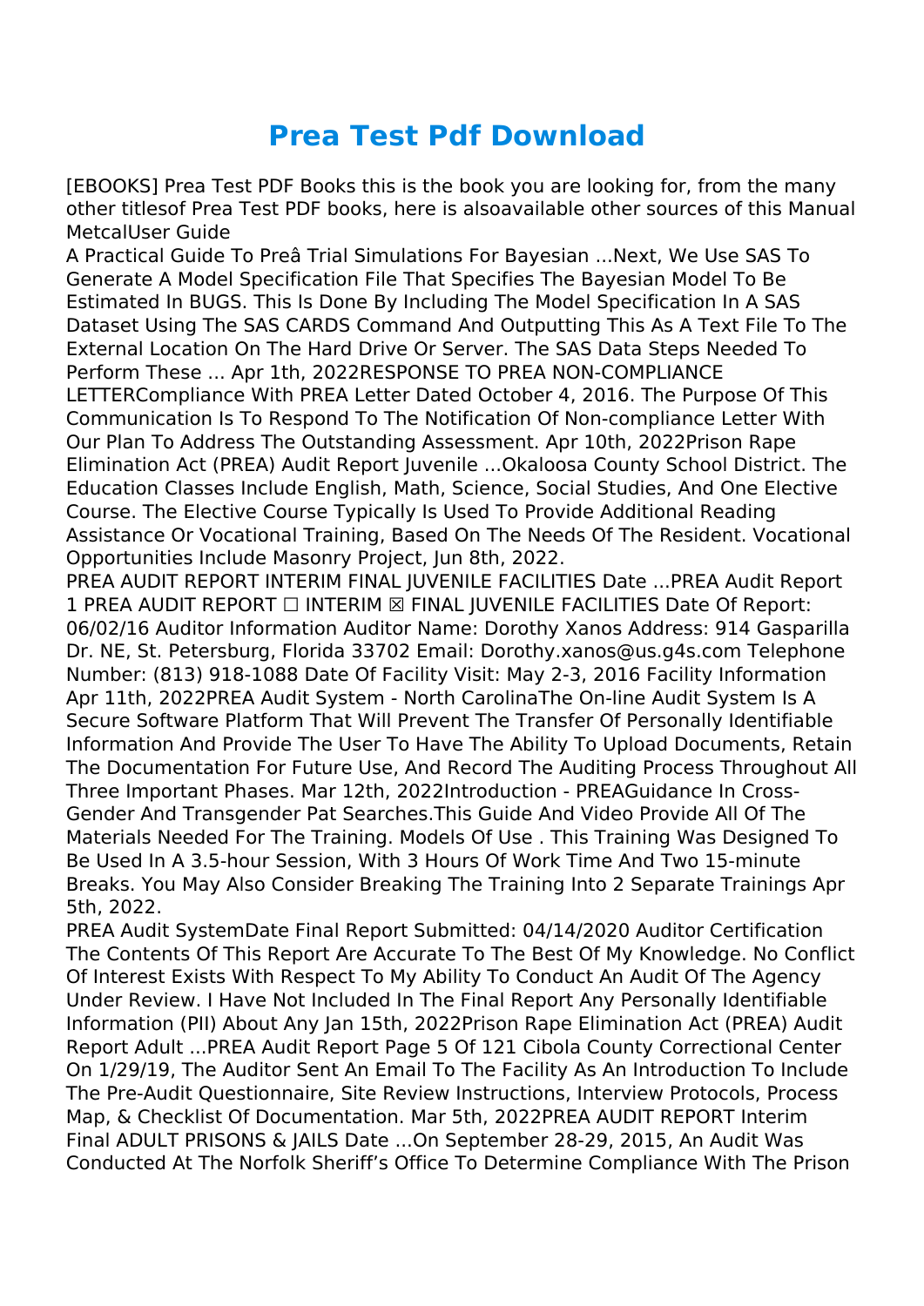# Prea Test Pdf Download

[EBOOKS] Prea Test PDF Books this is the book you are looking for, from the many other titlesof Prea Test PDF books, here is alsoavailable other sources of this Manual MetcalUser Guide

A Practical Guide To Preâ Trial Simulations For Bayesian ...Next, We Use SAS To Generate A Model Specification File That Specifies The Bayesian Model To Be Estimated In BUGS. This Is Done By Including The Model Specification In A SAS Dataset Using The SAS CARDS Command And Outputting This As A Text File To The External Location On The Hard Drive Or Server. The SAS Data Steps Needed To Perform These ... Apr 1th, 2022RESPONSE TO PREA NON-COMPLIANCE LETTERCompliance With PREA Letter Dated October 4, 2016. The Purpose Of This Communication Is To Respond To The Notification Of Non-compliance Letter With Our Plan To Address The Outstanding Assessment. Apr 10th, 2022Prison Rape Elimination Act (PREA) Audit Report Juvenile ...Okaloosa County School District. The Education Classes Include English, Math, Science, Social Studies, And One Elective Course. The Elective Course Typically Is Used To Provide Additional Reading Assistance Or Vocational Training, Based On The Needs Of The Resident. Vocational Opportunities Include Masonry Project, Jun 8th, 2022.

PREA AUDIT REPORT INTERIM FINAL JUVENILE FACILITIES Date ...PREA Audit Report 1 PREA AUDIT REPORT ☐ INTERIM ☒ FINAL JUVENILE FACILITIES Date Of Report: 06/02/16 Auditor Information Auditor Name: Dorothy Xanos Address: 914 Gasparilla Dr. NE, St. Petersburg, Florida 33702 Email: Dorothy.xanos@us.g4s.com Telephone Number: (813) 918-1088 Date Of Facility Visit: May 2-3, 2016 Facility Information Apr 11th, 2022PREA Audit System - North CarolinaThe On-line Audit System Is A Secure Software Platform That Will Prevent The Transfer Of Personally Identifiable Information And Provide The User To Have The Ability To Upload Documents, Retain The Documentation For Future Use, And Record The Auditing Process Throughout All Three Important Phases. Mar 12th, 2022Introduction - PREAGuidance In Cross-Gender And Transgender Pat Searches.This Guide And Video Provide All Of The Materials Needed For The Training. Models Of Use . This Training Was Designed To Be Used In A 3.5-hour Session, With 3 Hours Of Work Time And Two 15-minute Breaks. You May Also Consider Breaking The Training Into 2 Separate Trainings Apr 5th, 2022.

PREA Audit SystemDate Final Report Submitted: 04/14/2020 Auditor Certification The Contents Of This Report Are Accurate To The Best Of My Knowledge. No Conflict Of Interest Exists With Respect To My Ability To Conduct An Audit Of The Agency Under Review. I Have Not Included In The Final Report Any Personally Identifiable Information (PII) About Any Jan 15th, 2022Prison Rape Elimination Act (PREA) Audit Report Adult ...PREA Audit Report Page 5 Of 121 Cibola County Correctional Center On 1/29/19, The Auditor Sent An Email To The Facility As An Introduction To Include The Pre-Audit Questionnaire, Site Review Instructions, Interview Protocols, Process Map, & Checklist Of Documentation. Mar 5th, 2022PREA AUDIT REPORT Interim Final ADULT PRISONS & JAILS Date ...On September 28-29, 2015, An Audit Was Conducted At The Norfolk Sheriff's Office To Determine Compliance With The Prison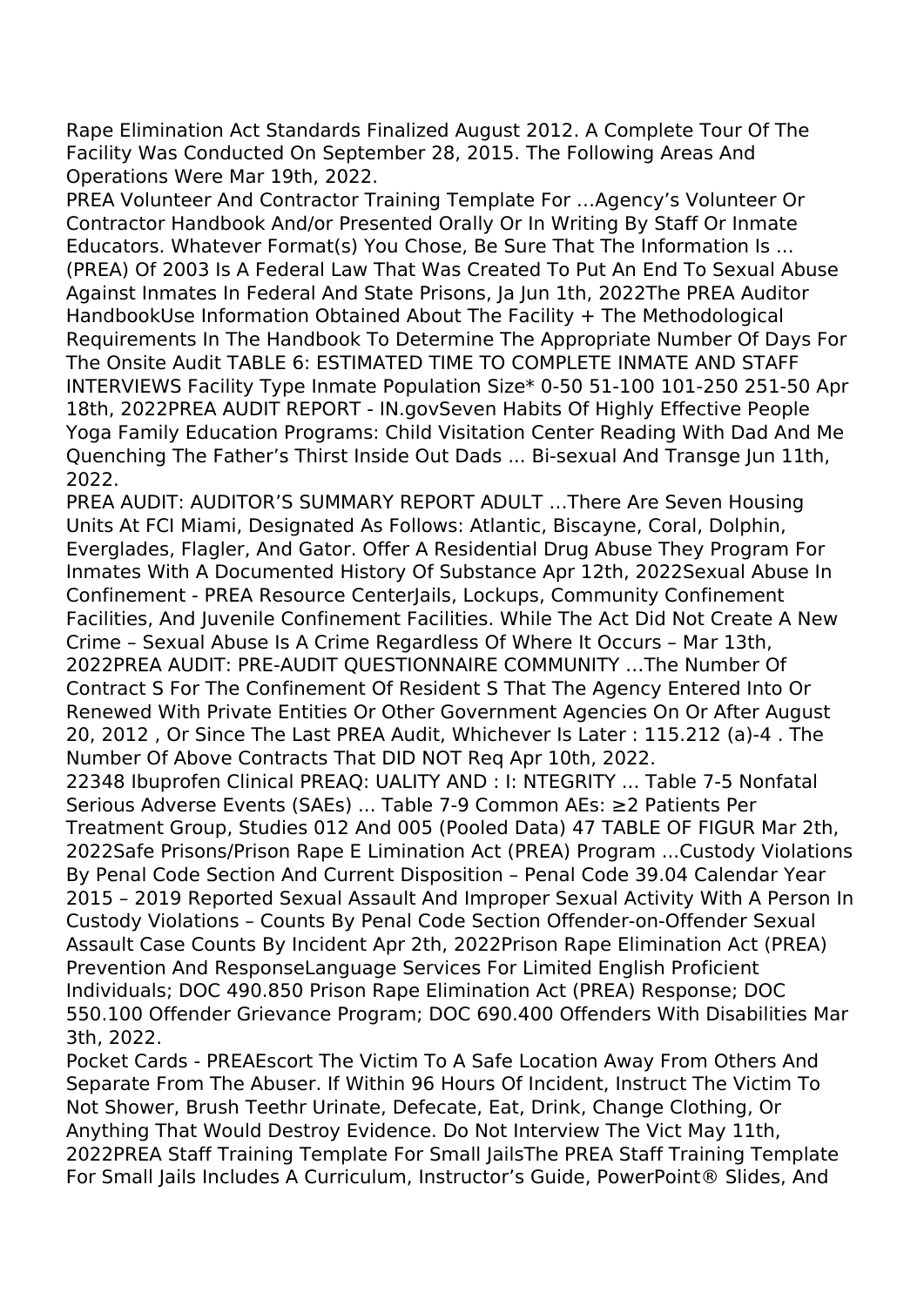Rape Elimination Act Standards Finalized August 2012. A Complete Tour Of The Facility Was Conducted On September 28, 2015. The Following Areas And Operations Were Mar 19th, 2022.

PREA Volunteer And Contractor Training Template For …Agency's Volunteer Or Contractor Handbook And/or Presented Orally Or In Writing By Staff Or Inmate Educators. Whatever Format(s) You Chose, Be Sure That The Information Is ... (PREA) Of 2003 Is A Federal Law That Was Created To Put An End To Sexual Abuse Against Inmates In Federal And State Prisons, Ja Jun 1th, 2022The PREA Auditor HandbookUse Information Obtained About The Facility + The Methodological Requirements In The Handbook To Determine The Appropriate Number Of Days For The Onsite Audit TABLE 6: ESTIMATED TIME TO COMPLETE INMATE AND STAFF INTERVIEWS Facility Type Inmate Population Size* 0-50 51-100 101-250 251-50 Apr 18th, 2022PREA AUDIT REPORT - IN.govSeven Habits Of Highly Effective People Yoga Family Education Programs: Child Visitation Center Reading With Dad And Me Quenching The Father's Thirst Inside Out Dads ... Bi-sexual And Transge Jun 11th, 2022.

PREA AUDIT: AUDITOR'S SUMMARY REPORT ADULT …There Are Seven Housing Units At FCI Miami, Designated As Follows: Atlantic, Biscayne, Coral, Dolphin, Everglades, Flagler, And Gator. Offer A Residential Drug Abuse They Program For Inmates With A Documented History Of Substance Apr 12th, 2022Sexual Abuse In Confinement - PREA Resource CenterJails, Lockups, Community Confinement Facilities, And Juvenile Confinement Facilities. While The Act Did Not Create A New Crime – Sexual Abuse Is A Crime Regardless Of Where It Occurs – Mar 13th, 2022PREA AUDIT: PRE-AUDIT QUESTIONNAIRE COMMUNITY …The Number Of Contract S For The Confinement Of Resident S That The Agency Entered Into Or Renewed With Private Entities Or Other Government Agencies On Or After August 20, 2012 , Or Since The Last PREA Audit, Whichever Is Later : 115.212 (a)-4 . The Number Of Above Contracts That DID NOT Req Apr 10th, 2022.

22348 Ibuprofen Clinical PREAQ: UALITY AND : I: NTEGRITY ... Table 7-5 Nonfatal Serious Adverse Events (SAEs) ... Table 7-9 Common AEs: ≥2 Patients Per Treatment Group, Studies 012 And 005 (Pooled Data) 47 TABLE OF FIGUR Mar 2th, 2022Safe Prisons/Prison Rape E Limination Act (PREA) Program ...Custody Violations By Penal Code Section And Current Disposition – Penal Code 39.04 Calendar Year 2015 – 2019 Reported Sexual Assault And Improper Sexual Activity With A Person In Custody Violations – Counts By Penal Code Section Offender-on-Offender Sexual Assault Case Counts By Incident Apr 2th, 2022Prison Rape Elimination Act (PREA) Prevention And ResponseLanguage Services For Limited English Proficient Individuals; DOC 490.850 Prison Rape Elimination Act (PREA) Response; DOC 550.100 Offender Grievance Program; DOC 690.400 Offenders With Disabilities Mar 3th, 2022.

Pocket Cards - PREAEscort The Victim To A Safe Location Away From Others And Separate From The Abuser. If Within 96 Hours Of Incident, Instruct The Victim To Not Shower, Brush Teethr Urinate, Defecate, Eat, Drink, Change Clothing, Or Anything That Would Destroy Evidence. Do Not Interview The Vict May 11th, 2022PREA Staff Training Template For Small JailsThe PREA Staff Training Template For Small Jails Includes A Curriculum, Instructor's Guide, PowerPoint® Slides, And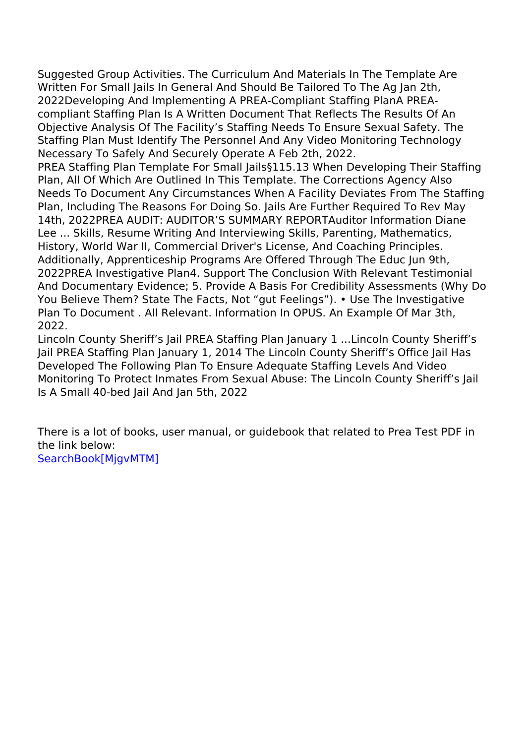Suggested Group Activities. The Curriculum And Materials In The Template Are Written For Small Jails In General And Should Be Tailored To The Ag Jan 2th, 2022Developing And Implementing A PREA-Compliant Staffing PlanA PREA-compliant Staffing Plan Is A Written Document That Reflects The Results Of An Objective Analysis Of The Facility's Staffing Needs To Ensure Sexual Safety. The Staffing Plan Must Identify The Personnel And Any Video Monitoring Technology Necessary To Safely And Securely Operate A Feb 2th, 2022.

PREA Staffing Plan Template For Small Jails§115.13 When Developing Their Staffing Plan, All Of Which Are Outlined In This Template. The Corrections Agency Also Needs To Document Any Circumstances When A Facility Deviates From The Staffing Plan, Including The Reasons For Doing So. Jails Are Further Required To Rev May 14th, 2022PREA AUDIT: AUDITOR'S SUMMARY REPORTAuditor Information Diane Lee ... Skills, Resume Writing And Interviewing Skills, Parenting, Mathematics, History, World War II, Commercial Driver's License, And Coaching Principles. Additionally, Apprenticeship Programs Are Offered Through The Educ Jun 9th, 2022PREA Investigative Plan4. Support The Conclusion With Relevant Testimonial And Documentary Evidence; 5. Provide A Basis For Credibility Assessments (Why Do You Believe Them? State The Facts, Not "gut Feelings"). • Use The Investigative Plan To Document . All Relevant. Information In OPUS. An Example Of Mar 3th, 2022.

Lincoln County Sheriff's Jail PREA Staffing Plan January 1 ...Lincoln County Sheriff's Jail PREA Staffing Plan January 1, 2014 The Lincoln County Sheriff's Office Jail Has Developed The Following Plan To Ensure Adequate Staffing Levels And Video Monitoring To Protect Inmates From Sexual Abuse: The Lincoln County Sheriff's Jail Is A Small 40-bed Jail And Jan 5th, 2022

There is a lot of books, user manual, or guidebook that related to Prea Test PDF in the link below:
SearchBook[MjgvMTM]